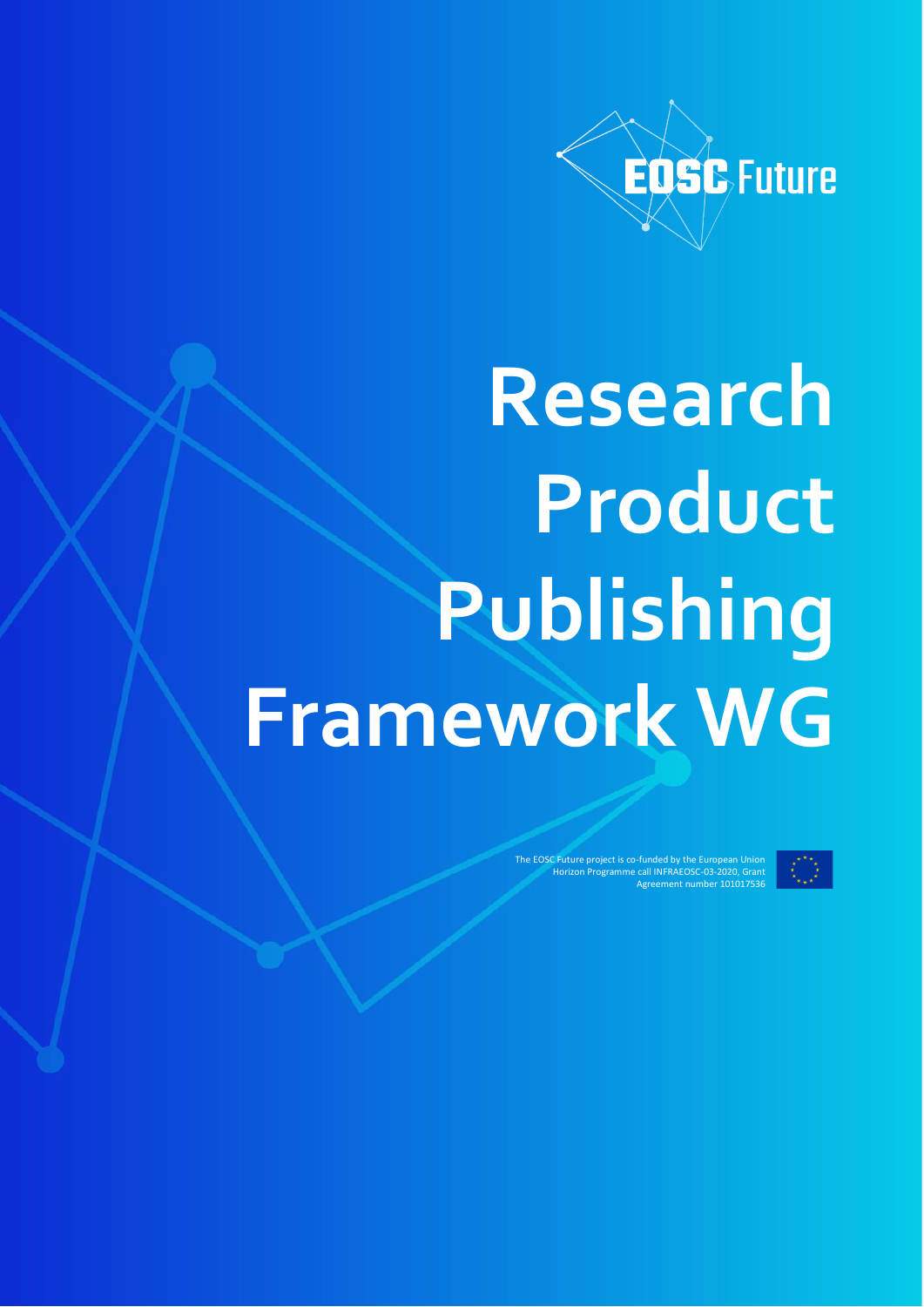EOSC Future

# Research Product Publishing Framework WG

The EOSC Future project is co-funded by the European Union Horizon Programme call INFRAEOSC-03-2020, Grant Agreement number 101017536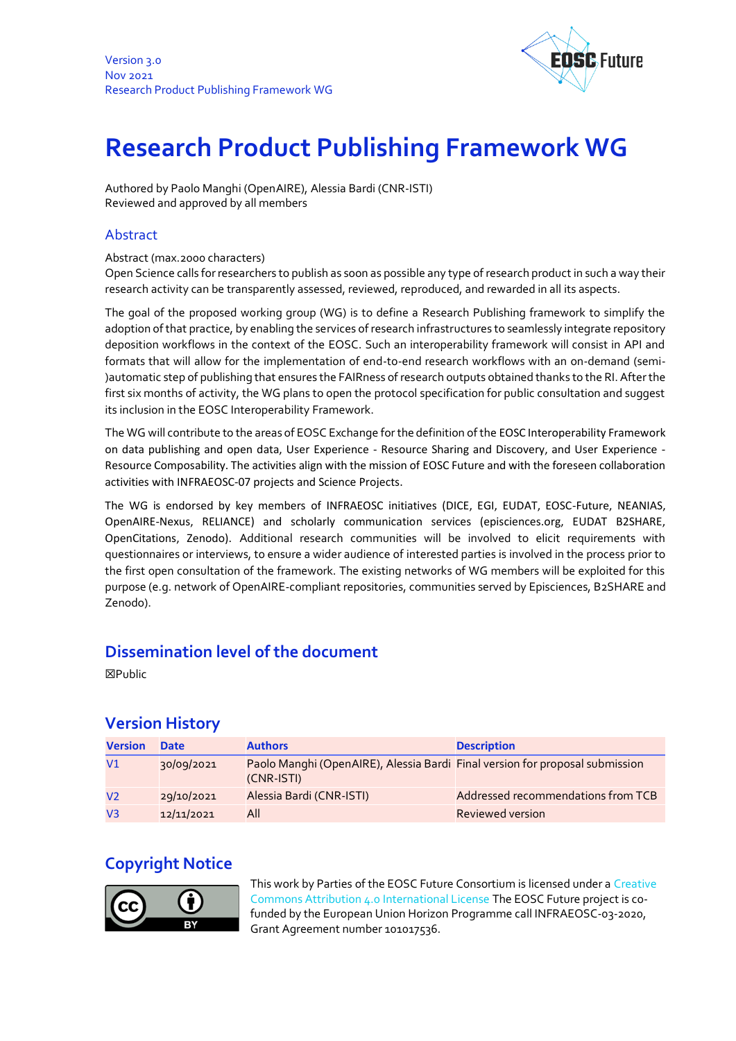Version 3.0
Nov 2021
Research Product Publishing Framework WG

# Research Product Publishing Framework WG

Authored by Paolo Manghi (OpenAIRE), Alessia Bardi (CNR-ISTI)
Reviewed and approved by all members

## Abstract

Abstract (max.2000 characters)
Open Science calls for researchers to publish as soon as possible any type of research product in such a way their research activity can be transparently assessed, reviewed, reproduced, and rewarded in all its aspects.

The goal of the proposed working group (WG) is to define a Research Publishing framework to simplify the adoption of that practice, by enabling the services of research infrastructures to seamlessly integrate repository deposition workflows in the context of the EOSC. Such an interoperability framework will consist in API and formats that will allow for the implementation of end-to-end research workflows with an on-demand (semi-)automatic step of publishing that ensures the FAIRness of research outputs obtained thanks to the RI. After the first six months of activity, the WG plans to open the protocol specification for public consultation and suggest its inclusion in the EOSC Interoperability Framework.

The WG will contribute to the areas of EOSC Exchange for the definition of the EOSC Interoperability Framework on data publishing and open data, User Experience - Resource Sharing and Discovery, and User Experience - Resource Composability. The activities align with the mission of EOSC Future and with the foreseen collaboration activities with INFRAEOSC-07 projects and Science Projects.

The WG is endorsed by key members of INFRAEOSC initiatives (DICE, EGI, EUDAT, EOSC-Future, NEANIAS, OpenAIRE-Nexus, RELIANCE) and scholarly communication services (episciences.org, EUDAT B2SHARE, OpenCitations, Zenodo). Additional research communities will be involved to elicit requirements with questionnaires or interviews, to ensure a wider audience of interested parties is involved in the process prior to the first open consultation of the framework. The existing networks of WG members will be exploited for this purpose (e.g. network of OpenAIRE-compliant repositories, communities served by Episciences, B2SHARE and Zenodo).

## Dissemination level of the document

☒Public

## Version History

| Version | Date | Authors | Description |
|---|---|---|---|
| V1 | 30/09/2021 | Paolo Manghi (OpenAIRE), Alessia Bardi (CNR-ISTI) | Final version for proposal submission |
| V2 | 29/10/2021 | Alessia Bardi (CNR-ISTI) | Addressed recommendations from TCB |
| V3 | 12/11/2021 | All | Reviewed version |

## Copyright Notice

This work by Parties of the EOSC Future Consortium is licensed under a Creative Commons Attribution 4.0 International License The EOSC Future project is co-funded by the European Union Horizon Programme call INFRAEOSC-03-2020, Grant Agreement number 101017536.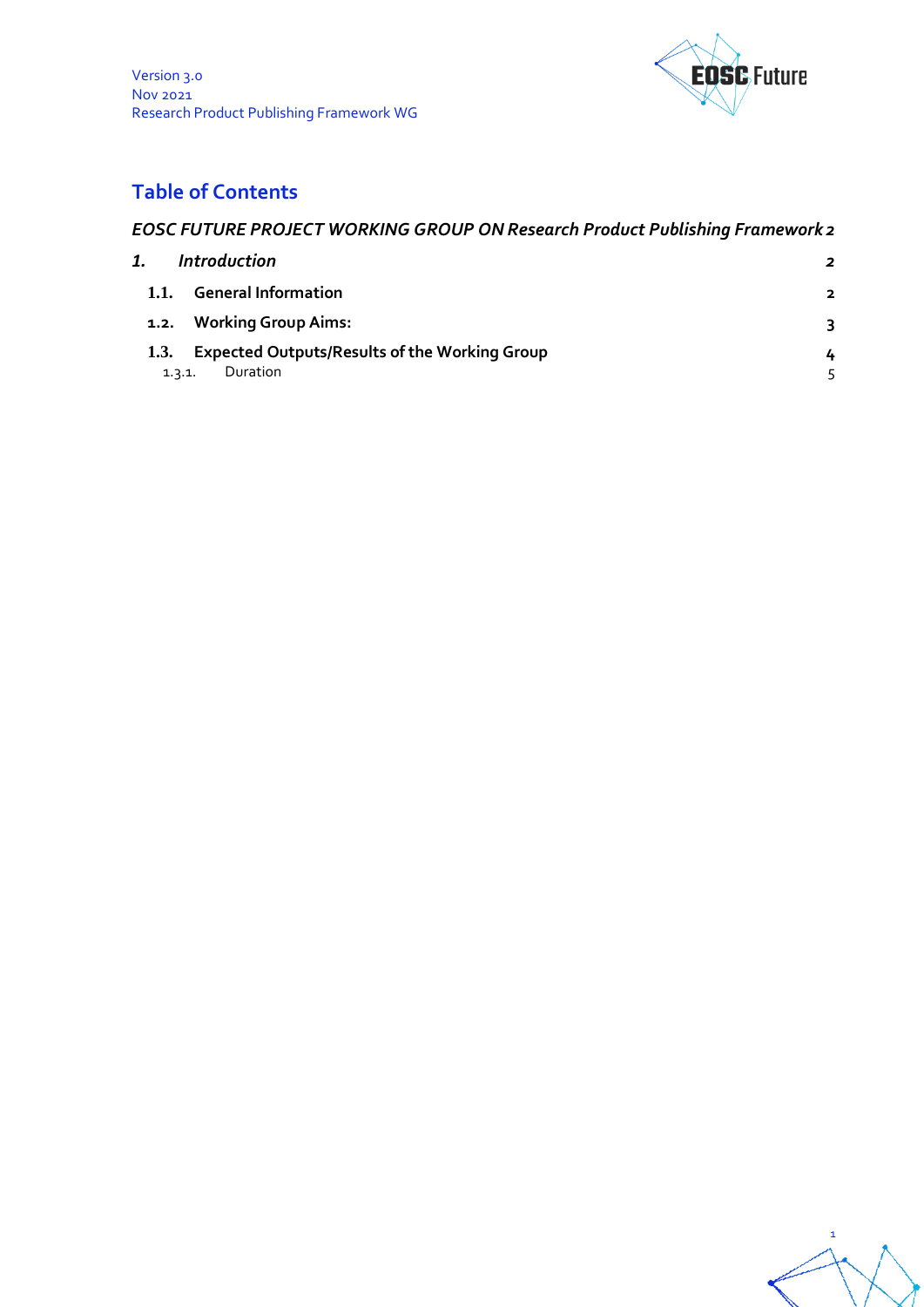Version 3.0
Nov 2021
Research Product Publishing Framework WG

## Table of Contents

*EOSC FUTURE PROJECT WORKING GROUP ON Research Product Publishing Framework* 2

1. *Introduction* 2

 1.1. **General Information** 2

 1.2. **Working Group Aims:** 3

 1.3. **Expected Outputs/Results of the Working Group** 4

  1.3.1. Duration 5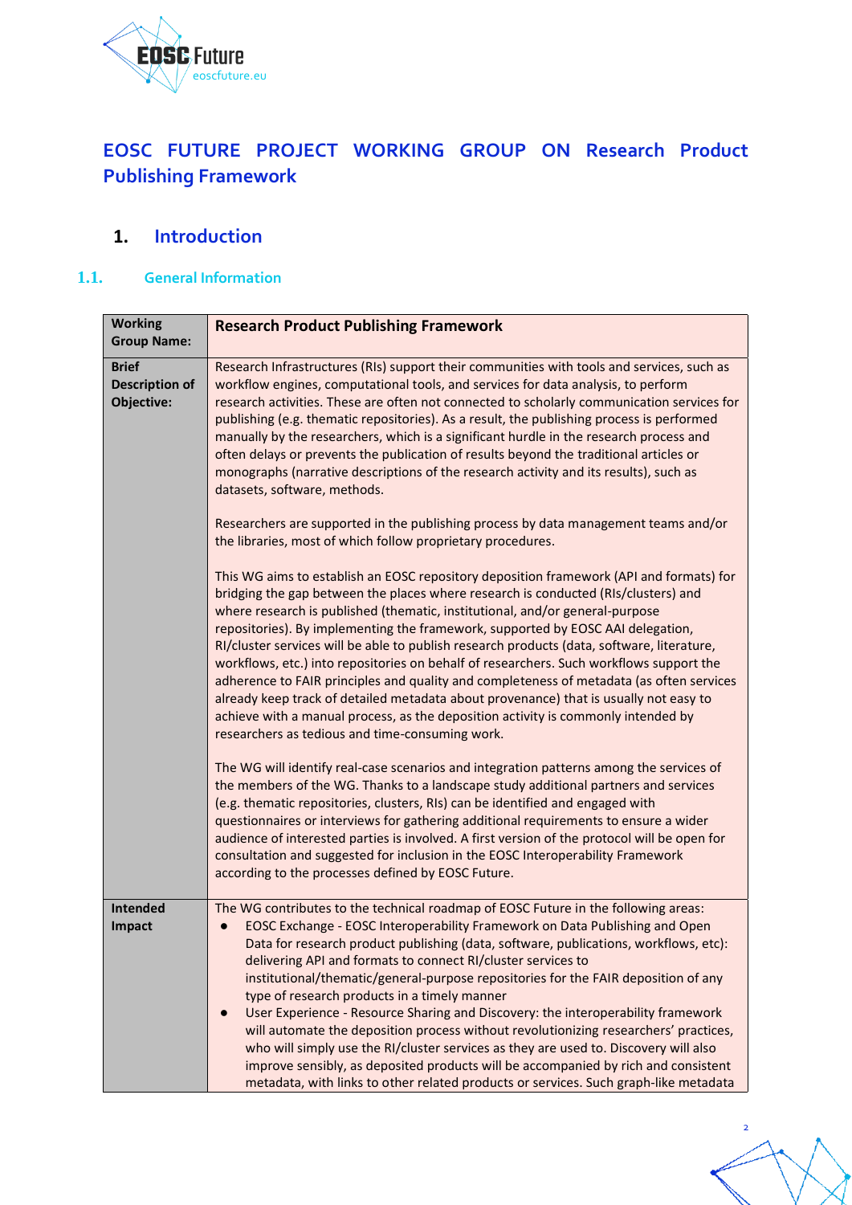# EOSC FUTURE PROJECT WORKING GROUP ON Research Product Publishing Framework

## 1. Introduction

### 1.1. General Information

| Working Group Name: | **Research Product Publishing Framework** |
|---|---|
| **Brief Description of Objective:** | Research Infrastructures (RIs) support their communities with tools and services, such as workflow engines, computational tools, and services for data analysis, to perform research activities. These are often not connected to scholarly communication services for publishing (e.g. thematic repositories). As a result, the publishing process is performed manually by the researchers, which is a significant hurdle in the research process and often delays or prevents the publication of results beyond the traditional articles or monographs (narrative descriptions of the research activity and its results), such as datasets, software, methods.<br><br>Researchers are supported in the publishing process by data management teams and/or the libraries, most of which follow proprietary procedures.<br><br>This WG aims to establish an EOSC repository deposition framework (API and formats) for bridging the gap between the places where research is conducted (RIs/clusters) and where research is published (thematic, institutional, and/or general-purpose repositories). By implementing the framework, supported by EOSC AAI delegation, RI/cluster services will be able to publish research products (data, software, literature, workflows, etc.) into repositories on behalf of researchers. Such workflows support the adherence to FAIR principles and quality and completeness of metadata (as often services already keep track of detailed metadata about provenance) that is usually not easy to achieve with a manual process, as the deposition activity is commonly intended by researchers as tedious and time-consuming work.<br><br>The WG will identify real-case scenarios and integration patterns among the services of the members of the WG. Thanks to a landscape study additional partners and services (e.g. thematic repositories, clusters, RIs) can be identified and engaged with questionnaires or interviews for gathering additional requirements to ensure a wider audience of interested parties is involved. A first version of the protocol will be open for consultation and suggested for inclusion in the EOSC Interoperability Framework according to the processes defined by EOSC Future. |
| **Intended Impact** | The WG contributes to the technical roadmap of EOSC Future in the following areas:<br>● EOSC Exchange - EOSC Interoperability Framework on Data Publishing and Open Data for research product publishing (data, software, publications, workflows, etc): delivering API and formats to connect RI/cluster services to institutional/thematic/general-purpose repositories for the FAIR deposition of any type of research products in a timely manner<br>● User Experience - Resource Sharing and Discovery: the interoperability framework will automate the deposition process without revolutionizing researchers' practices, who will simply use the RI/cluster services as they are used to. Discovery will also improve sensibly, as deposited products will be accompanied by rich and consistent metadata, with links to other related products or services. Such graph-like metadata |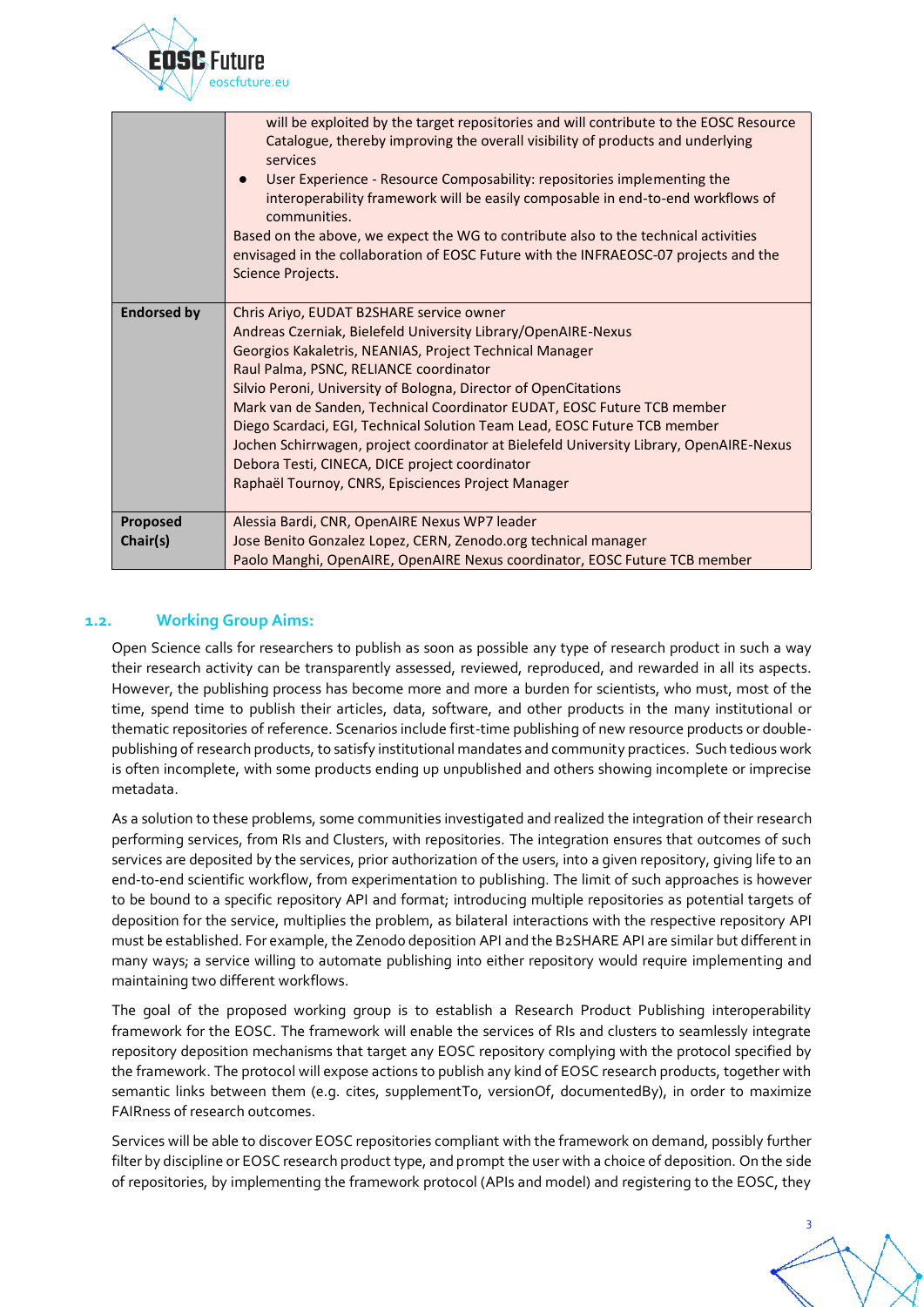| | |
|---|---|
| | will be exploited by the target repositories and will contribute to the EOSC Resource Catalogue, thereby improving the overall visibility of products and underlying services<br>● User Experience - Resource Composability: repositories implementing the interoperability framework will be easily composable in end-to-end workflows of communities.<br>Based on the above, we expect the WG to contribute also to the technical activities envisaged in the collaboration of EOSC Future with the INFRAEOSC-07 projects and the Science Projects. |
| **Endorsed by** | Chris Ariyo, EUDAT B2SHARE service owner<br>Andreas Czerniak, Bielefeld University Library/OpenAIRE-Nexus<br>Georgios Kakaletris, NEANIAS, Project Technical Manager<br>Raul Palma, PSNC, RELIANCE coordinator<br>Silvio Peroni, University of Bologna, Director of OpenCitations<br>Mark van de Sanden, Technical Coordinator EUDAT, EOSC Future TCB member<br>Diego Scardaci, EGI, Technical Solution Team Lead, EOSC Future TCB member<br>Jochen Schirrwagen, project coordinator at Bielefeld University Library, OpenAIRE-Nexus<br>Debora Testi, CINECA, DICE project coordinator<br>Raphaël Tournoy, CNRS, Episciences Project Manager |
| **Proposed Chair(s)** | Alessia Bardi, CNR, OpenAIRE Nexus WP7 leader<br>Jose Benito Gonzalez Lopez, CERN, Zenodo.org technical manager<br>Paolo Manghi, OpenAIRE, OpenAIRE Nexus coordinator, EOSC Future TCB member |

## 1.2. Working Group Aims:

Open Science calls for researchers to publish as soon as possible any type of research product in such a way their research activity can be transparently assessed, reviewed, reproduced, and rewarded in all its aspects. However, the publishing process has become more and more a burden for scientists, who must, most of the time, spend time to publish their articles, data, software, and other products in the many institutional or thematic repositories of reference. Scenarios include first-time publishing of new resource products or double-publishing of research products, to satisfy institutional mandates and community practices. Such tedious work is often incomplete, with some products ending up unpublished and others showing incomplete or imprecise metadata.

As a solution to these problems, some communities investigated and realized the integration of their research performing services, from RIs and Clusters, with repositories. The integration ensures that outcomes of such services are deposited by the services, prior authorization of the users, into a given repository, giving life to an end-to-end scientific workflow, from experimentation to publishing. The limit of such approaches is however to be bound to a specific repository API and format; introducing multiple repositories as potential targets of deposition for the service, multiplies the problem, as bilateral interactions with the respective repository API must be established. For example, the Zenodo deposition API and the B2SHARE API are similar but different in many ways; a service willing to automate publishing into either repository would require implementing and maintaining two different workflows.

The goal of the proposed working group is to establish a Research Product Publishing interoperability framework for the EOSC. The framework will enable the services of RIs and clusters to seamlessly integrate repository deposition mechanisms that target any EOSC repository complying with the protocol specified by the framework. The protocol will expose actions to publish any kind of EOSC research products, together with semantic links between them (e.g. cites, supplementTo, versionOf, documentedBy), in order to maximize FAIRness of research outcomes.

Services will be able to discover EOSC repositories compliant with the framework on demand, possibly further filter by discipline or EOSC research product type, and prompt the user with a choice of deposition. On the side of repositories, by implementing the framework protocol (APIs and model) and registering to the EOSC, they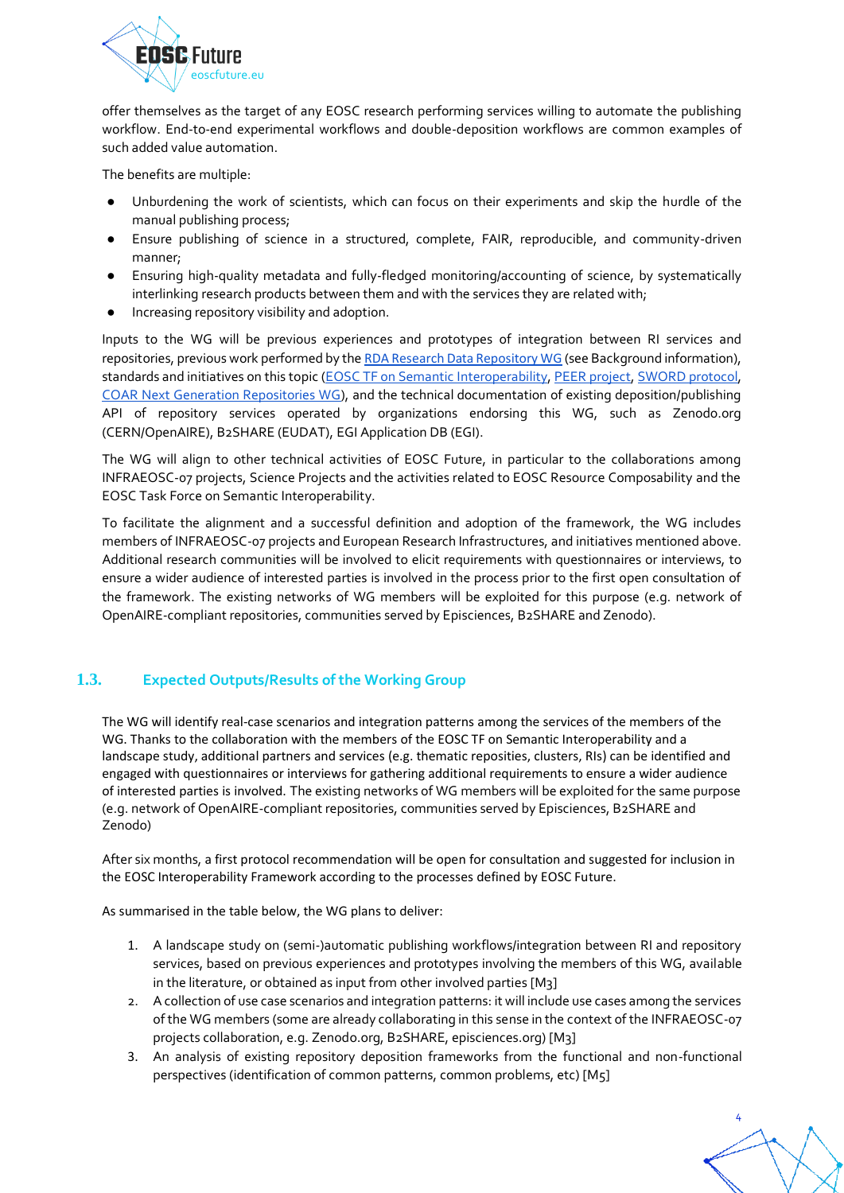offer themselves as the target of any EOSC research performing services willing to automate the publishing workflow. End-to-end experimental workflows and double-deposition workflows are common examples of such added value automation.

The benefits are multiple:

- Unburdening the work of scientists, which can focus on their experiments and skip the hurdle of the manual publishing process;
- Ensure publishing of science in a structured, complete, FAIR, reproducible, and community-driven manner;
- Ensuring high-quality metadata and fully-fledged monitoring/accounting of science, by systematically interlinking research products between them and with the services they are related with;
- Increasing repository visibility and adoption.

Inputs to the WG will be previous experiences and prototypes of integration between RI services and repositories, previous work performed by the RDA Research Data Repository WG (see Background information), standards and initiatives on this topic (EOSC TF on Semantic Interoperability, PEER project, SWORD protocol, COAR Next Generation Repositories WG), and the technical documentation of existing deposition/publishing API of repository services operated by organizations endorsing this WG, such as Zenodo.org (CERN/OpenAIRE), B2SHARE (EUDAT), EGI Application DB (EGI).

The WG will align to other technical activities of EOSC Future, in particular to the collaborations among INFRAEOSC-07 projects, Science Projects and the activities related to EOSC Resource Composability and the EOSC Task Force on Semantic Interoperability.

To facilitate the alignment and a successful definition and adoption of the framework, the WG includes members of INFRAEOSC-07 projects and European Research Infrastructures, and initiatives mentioned above. Additional research communities will be involved to elicit requirements with questionnaires or interviews, to ensure a wider audience of interested parties is involved in the process prior to the first open consultation of the framework. The existing networks of WG members will be exploited for this purpose (e.g. network of OpenAIRE-compliant repositories, communities served by Episciences, B2SHARE and Zenodo).

## 1.3. Expected Outputs/Results of the Working Group

The WG will identify real-case scenarios and integration patterns among the services of the members of the WG. Thanks to the collaboration with the members of the EOSC TF on Semantic Interoperability and a landscape study, additional partners and services (e.g. thematic reposities, clusters, RIs) can be identified and engaged with questionnaires or interviews for gathering additional requirements to ensure a wider audience of interested parties is involved. The existing networks of WG members will be exploited for the same purpose (e.g. network of OpenAIRE-compliant repositories, communities served by Episciences, B2SHARE and Zenodo)

After six months, a first protocol recommendation will be open for consultation and suggested for inclusion in the EOSC Interoperability Framework according to the processes defined by EOSC Future.

As summarised in the table below, the WG plans to deliver:

1. A landscape study on (semi-)automatic publishing workflows/integration between RI and repository services, based on previous experiences and prototypes involving the members of this WG, available in the literature, or obtained as input from other involved parties [M3]
2. A collection of use case scenarios and integration patterns: it will include use cases among the services of the WG members (some are already collaborating in this sense in the context of the INFRAEOSC-07 projects collaboration, e.g. Zenodo.org, B2SHARE, episciences.org) [M3]
3. An analysis of existing repository deposition frameworks from the functional and non-functional perspectives (identification of common patterns, common problems, etc) [M5]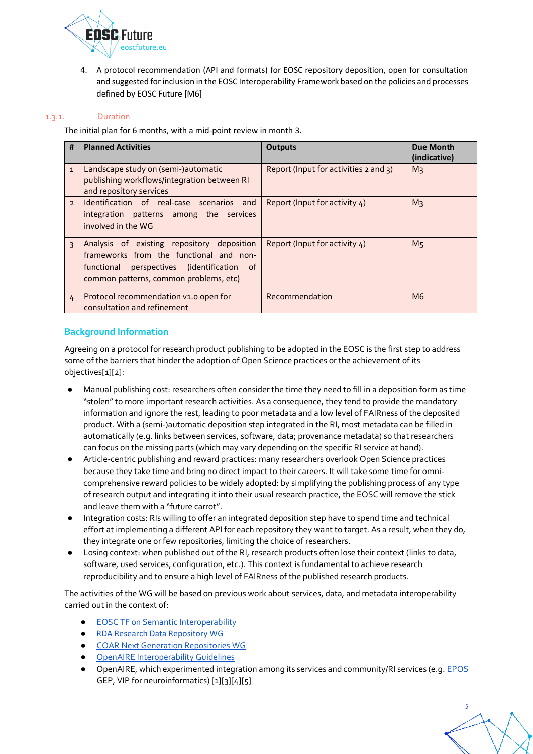4. A protocol recommendation (API and formats) for EOSC repository deposition, open for consultation and suggested for inclusion in the EOSC Interoperability Framework based on the policies and processes defined by EOSC Future [M6]

### 1.3.1. Duration

The initial plan for 6 months, with a mid-point review in month 3.

| # | Planned Activities | Outputs | Due Month (indicative) |
|---|---|---|---|
| 1 | Landscape study on (semi-)automatic publishing workflows/integration between RI and repository services | Report (Input for activities 2 and 3) | M3 |
| 2 | Identification of real-case scenarios and integration patterns among the services involved in the WG | Report (Input for activity 4) | M3 |
| 3 | Analysis of existing repository deposition frameworks from the functional and non-functional perspectives (identification of common patterns, common problems, etc) | Report (Input for activity 4) | M5 |
| 4 | Protocol recommendation v1.0 open for consultation and refinement | Recommendation | M6 |

## Background Information

Agreeing on a protocol for research product publishing to be adopted in the EOSC is the first step to address some of the barriers that hinder the adoption of Open Science practices or the achievement of its objectives[1][2]:

- Manual publishing cost: researchers often consider the time they need to fill in a deposition form as time "stolen" to more important research activities. As a consequence, they tend to provide the mandatory information and ignore the rest, leading to poor metadata and a low level of FAIRness of the deposited product. With a (semi-)automatic deposition step integrated in the RI, most metadata can be filled in automatically (e.g. links between services, software, data; provenance metadata) so that researchers can focus on the missing parts (which may vary depending on the specific RI service at hand).
- Article-centric publishing and reward practices: many researchers overlook Open Science practices because they take time and bring no direct impact to their careers. It will take some time for omni-comprehensive reward policies to be widely adopted: by simplifying the publishing process of any type of research output and integrating it into their usual research practice, the EOSC will remove the stick and leave them with a "future carrot".
- Integration costs: RIs willing to offer an integrated deposition step have to spend time and technical effort at implementing a different API for each repository they want to target. As a result, when they do, they integrate one or few repositories, limiting the choice of researchers.
- Losing context: when published out of the RI, research products often lose their context (links to data, software, used services, configuration, etc.). This context is fundamental to achieve research reproducibility and to ensure a high level of FAIRness of the published research products.

The activities of the WG will be based on previous work about services, data, and metadata interoperability carried out in the context of:

- EOSC TF on Semantic Interoperability
- RDA Research Data Repository WG
- COAR Next Generation Repositories WG
- OpenAIRE Interoperability Guidelines
- OpenAIRE, which experimented integration among its services and community/RI services (e.g. EPOS GEP, VIP for neuroinformatics) [1][3][4][5]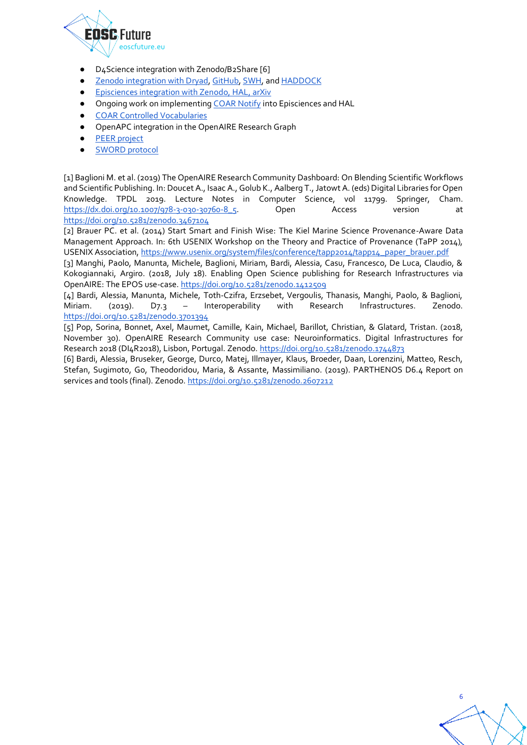- D4Science integration with Zenodo/B2Share [6]
- Zenodo integration with Dryad, GitHub, SWH, and HADDOCK
- Episciences integration with Zenodo, HAL, arXiv
- Ongoing work on implementing COAR Notify into Episciences and HAL
- COAR Controlled Vocabularies
- OpenAPC integration in the OpenAIRE Research Graph
- PEER project
- SWORD protocol

[1] Baglioni M. et al. (2019) The OpenAIRE Research Community Dashboard: On Blending Scientific Workflows and Scientific Publishing. In: Doucet A., Isaac A., Golub K., Aalberg T., Jatowt A. (eds) Digital Libraries for Open Knowledge. TPDL 2019. Lecture Notes in Computer Science, vol 11799. Springer, Cham. https://dx.doi.org/10.1007/978-3-030-30760-8_5. Open Access version at https://doi.org/10.5281/zenodo.3467104

[2] Brauer PC. et al. (2014) Start Smart and Finish Wise: The Kiel Marine Science Provenance-Aware Data Management Approach. In: 6th USENIX Workshop on the Theory and Practice of Provenance (TaPP 2014), USENIX Association, https://www.usenix.org/system/files/conference/tapp2014/tapp14_paper_brauer.pdf

[3] Manghi, Paolo, Manunta, Michele, Baglioni, Miriam, Bardi, Alessia, Casu, Francesco, De Luca, Claudio, & Kokogiannaki, Argiro. (2018, July 18). Enabling Open Science publishing for Research Infrastructures via OpenAIRE: The EPOS use-case. https://doi.org/10.5281/zenodo.1412509

[4] Bardi, Alessia, Manunta, Michele, Toth-Czifra, Erzsebet, Vergoulis, Thanasis, Manghi, Paolo, & Baglioni, Miriam. (2019). D7.3 – Interoperability with Research Infrastructures. Zenodo. https://doi.org/10.5281/zenodo.3701394

[5] Pop, Sorina, Bonnet, Axel, Maumet, Camille, Kain, Michael, Barillot, Christian, & Glatard, Tristan. (2018, November 30). OpenAIRE Research Community use case: Neuroinformatics. Digital Infrastructures for Research 2018 (DI4R2018), Lisbon, Portugal. Zenodo. https://doi.org/10.5281/zenodo.1744873

[6] Bardi, Alessia, Bruseker, George, Durco, Matej, Illmayer, Klaus, Broeder, Daan, Lorenzini, Matteo, Resch, Stefan, Sugimoto, Go, Theodoridou, Maria, & Assante, Massimiliano. (2019). PARTHENOS D6.4 Report on services and tools (final). Zenodo. https://doi.org/10.5281/zenodo.2607212